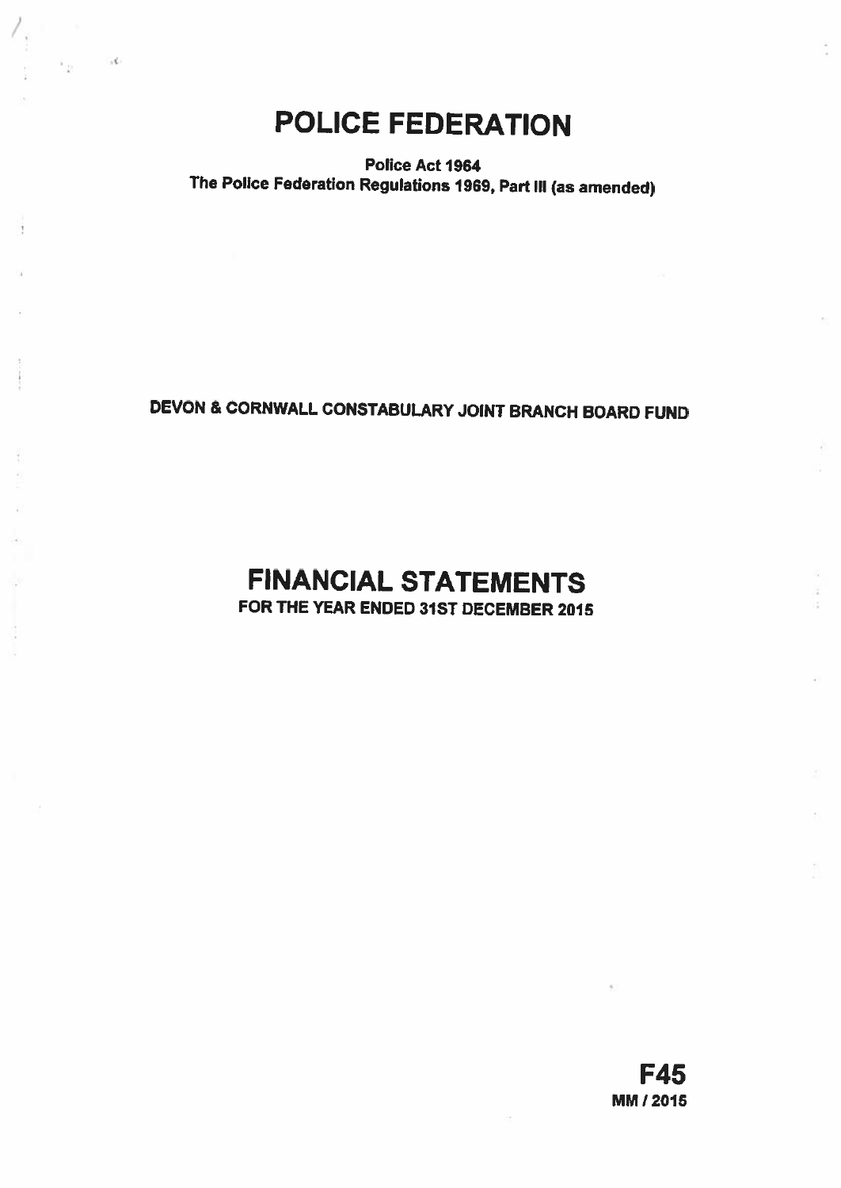# POLICE FEDERATION

**Police Act 1964**
**The Police Federation Regulations 1969, Part III (as amended)**

**DEVON & CORNWALL CONSTABULARY JOINT BRANCH BOARD FUND**

# FINANCIAL STATEMENTS

**FOR THE YEAR ENDED 31ST DECEMBER 2015**

**F45**
**MM / 2015**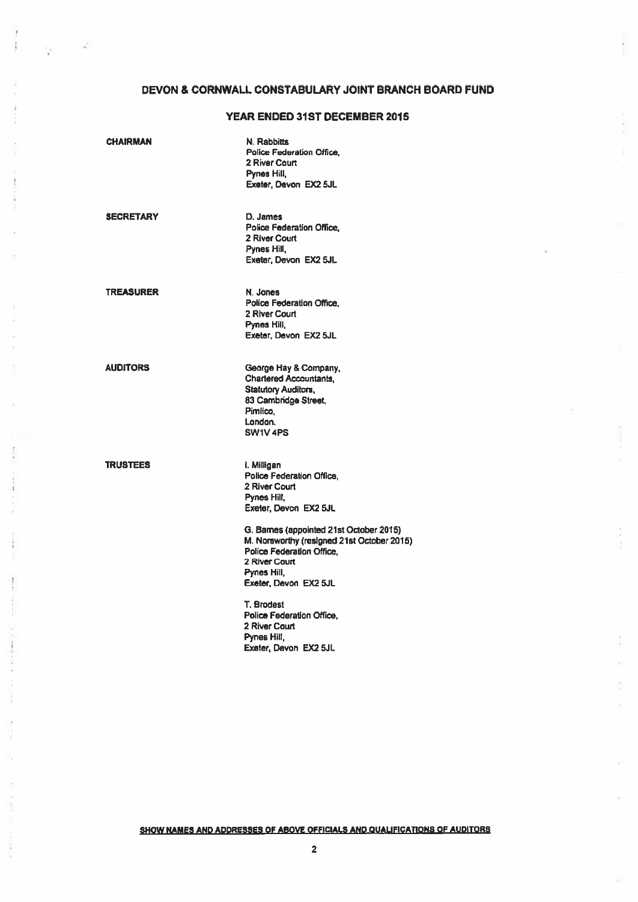# DEVON & CORNWALL CONSTABULARY JOINT BRANCH BOARD FUND

## YEAR ENDED 31ST DECEMBER 2015

**CHAIRMAN**

N. Rabbitts
Police Federation Office,
2 River Court
Pynes Hill,
Exeter, Devon EX2 5JL

**SECRETARY**

D. James
Police Federation Office,
2 River Court
Pynes Hill,
Exeter, Devon EX2 5JL

**TREASURER**

N. Jones
Police Federation Office,
2 River Court
Pynes Hill,
Exeter, Devon EX2 5JL

**AUDITORS**

George Hay & Company,
Chartered Accountants,
Statutory Auditors,
83 Cambridge Street,
Pimlico,
London.
SW1V 4PS

**TRUSTEES**

I. Milligan
Police Federation Office,
2 River Court
Pynes Hill,
Exeter, Devon EX2 5JL

G. Barnes (appointed 21st October 2015)
M. Norsworthy (resigned 21st October 2015)
Police Federation Office,
2 River Court
Pynes Hill,
Exeter, Devon EX2 5JL

T. Brodest
Police Federation Office,
2 River Court
Pynes Hill,
Exeter, Devon EX2 5JL

**SHOW NAMES AND ADDRESSES OF ABOVE OFFICIALS AND QUALIFICATIONS OF AUDITORS**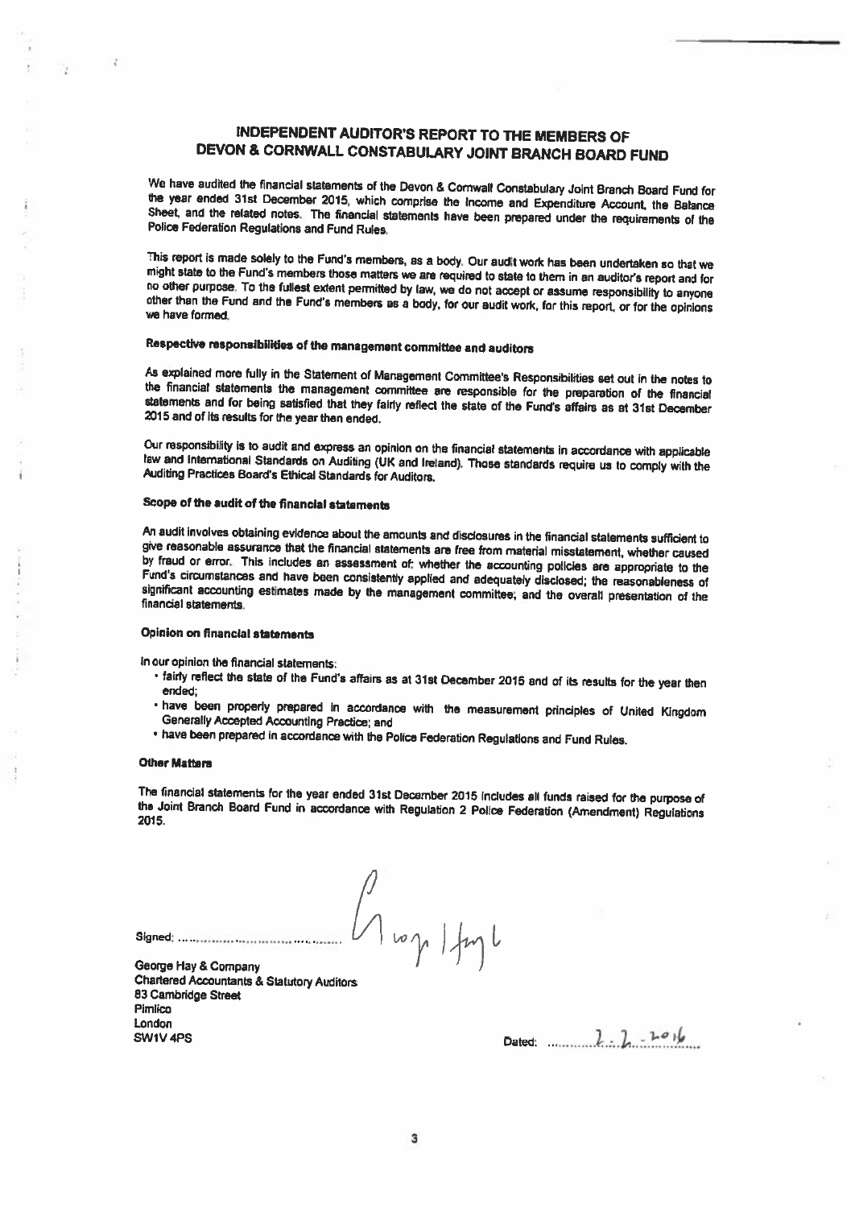# INDEPENDENT AUDITOR'S REPORT TO THE MEMBERS OF DEVON & CORNWALL CONSTABULARY JOINT BRANCH BOARD FUND

We have audited the financial statements of the Devon & Cornwall Constabulary Joint Branch Board Fund for the year ended 31st December 2015, which comprise the Income and Expenditure Account, the Balance Sheet, and the related notes. The financial statements have been prepared under the requirements of the Police Federation Regulations and Fund Rules.

This report is made solely to the Fund's members, as a body. Our audit work has been undertaken so that we might state to the Fund's members those matters we are required to state to them in an auditor's report and for no other purpose. To the fullest extent permitted by law, we do not accept or assume responsibility to anyone other than the Fund and the Fund's members as a body, for our audit work, for this report, or for the opinions we have formed.

### Respective responsibilities of the management committee and auditors

As explained more fully in the Statement of Management Committee's Responsibilities set out in the notes to the financial statements the management committee are responsible for the preparation of the financial statements and for being satisfied that they fairly reflect the state of the Fund's affairs as at 31st December 2015 and of its results for the year then ended.

Our responsibility is to audit and express an opinion on the financial statements in accordance with applicable law and International Standards on Auditing (UK and Ireland). Those standards require us to comply with the Auditing Practices Board's Ethical Standards for Auditors.

### Scope of the audit of the financial statements

An audit involves obtaining evidence about the amounts and disclosures in the financial statements sufficient to give reasonable assurance that the financial statements are free from material misstatement, whether caused by fraud or error. This includes an assessment of: whether the accounting policies are appropriate to the Fund's circumstances and have been consistently applied and adequately disclosed; the reasonableness of significant accounting estimates made by the management committee; and the overall presentation of the financial statements.

### Opinion on financial statements

In our opinion the financial statements:

- fairly reflect the state of the Fund's affairs as at 31st December 2015 and of its results for the year then ended;
- have been properly prepared in accordance with the measurement principles of United Kingdom Generally Accepted Accounting Practice; and
- have been prepared in accordance with the Police Federation Regulations and Fund Rules.

### Other Matters

The financial statements for the year ended 31st December 2015 includes all funds raised for the purpose of the Joint Branch Board Fund in accordance with Regulation 2 Police Federation (Amendment) Regulations 2015.

Signed: ..................................... George Hay

George Hay & Company
Chartered Accountants & Statutory Auditors
83 Cambridge Street
Pimlico
London
SW1V 4PS

Dated: 2.2.2016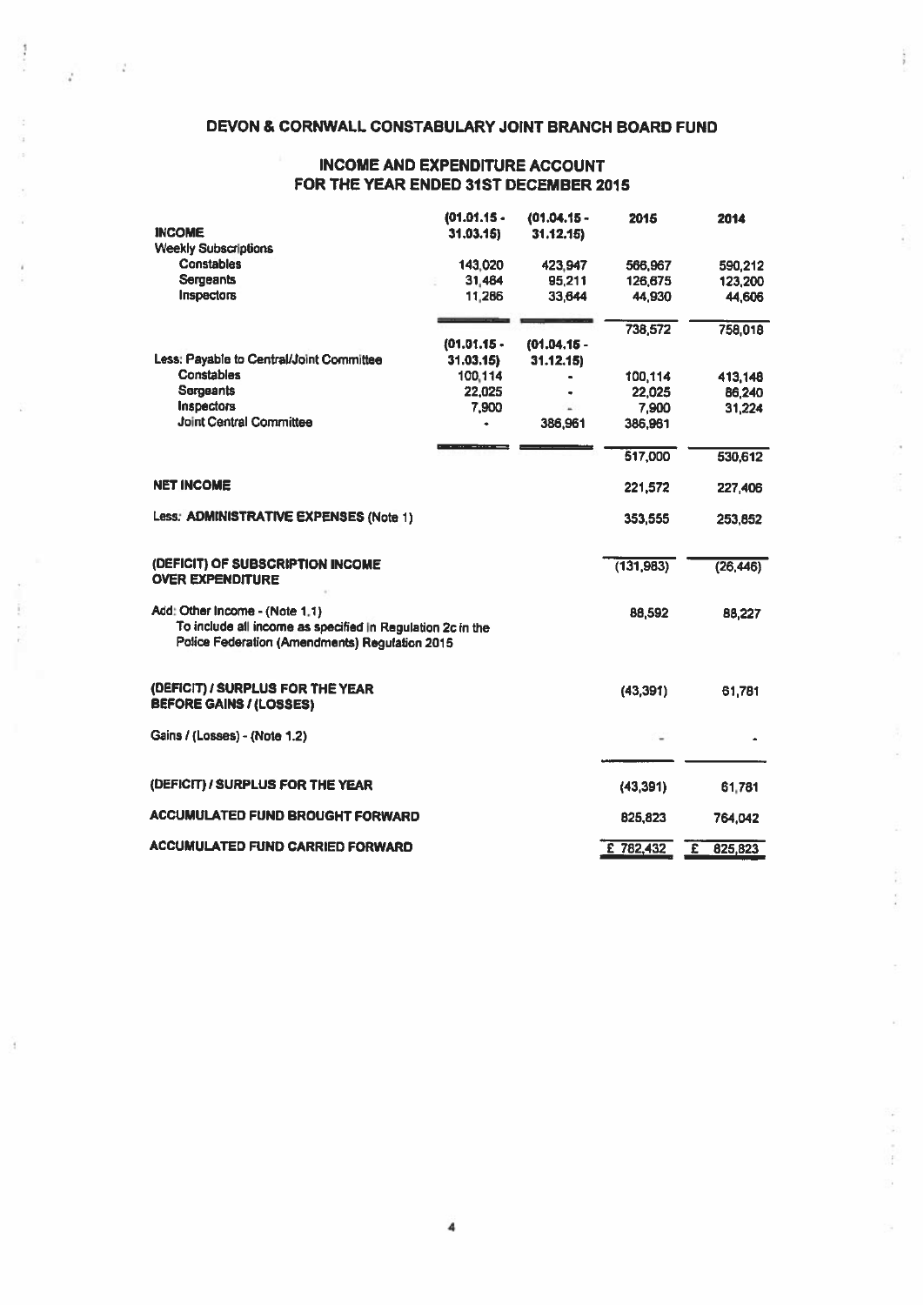# DEVON & CORNWALL CONSTABULARY JOINT BRANCH BOARD FUND

## INCOME AND EXPENDITURE ACCOUNT FOR THE YEAR ENDED 31ST DECEMBER 2015

| | (01.01.15 - 31.03.15) | (01.04.15 - 31.12.15) | 2015 | 2014 |
|---|---|---|---|---|
| **INCOME** | | | | |
| Weekly Subscriptions | | | | |
| Constables | 143,020 | 423,947 | 566,967 | 590,212 |
| Sergeants | 31,464 | 95,211 | 126,675 | 123,200 |
| Inspectors | 11,286 | 33,644 | 44,930 | 44,606 |
| | | | 738,572 | 758,018 |
| | **(01.01.15 - 31.03.15)** | **(01.04.15 - 31.12.15)** | | |
| Less: Payable to Central/Joint Committee | | | | |
| Constables | 100,114 | - | 100,114 | 413,148 |
| Sergeants | 22,025 | - | 22,025 | 86,240 |
| Inspectors | 7,900 | - | 7,900 | 31,224 |
| Joint Central Committee | - | 386,961 | 386,961 | |
| | | | 517,000 | 530,612 |
| **NET INCOME** | | | 221,572 | 227,406 |
| Less: **ADMINISTRATIVE EXPENSES** (Note 1) | | | 353,555 | 253,852 |
| **(DEFICIT) OF SUBSCRIPTION INCOME OVER EXPENDITURE** | | | (131,983) | (26,446) |
| Add: Other Income - (Note 1.1) To include all income as specified in Regulation 2c in the Police Federation (Amendments) Regulation 2015 | | | 88,592 | 88,227 |
| **(DEFICIT) / SURPLUS FOR THE YEAR BEFORE GAINS / (LOSSES)** | | | (43,391) | 61,781 |
| Gains / (Losses) - (Note 1.2) | | | - | - |
| **(DEFICIT) / SURPLUS FOR THE YEAR** | | | (43,391) | 61,781 |
| **ACCUMULATED FUND BROUGHT FORWARD** | | | 825,823 | 764,042 |
| **ACCUMULATED FUND CARRIED FORWARD** | | | £ 782,432 | £ 825,823 |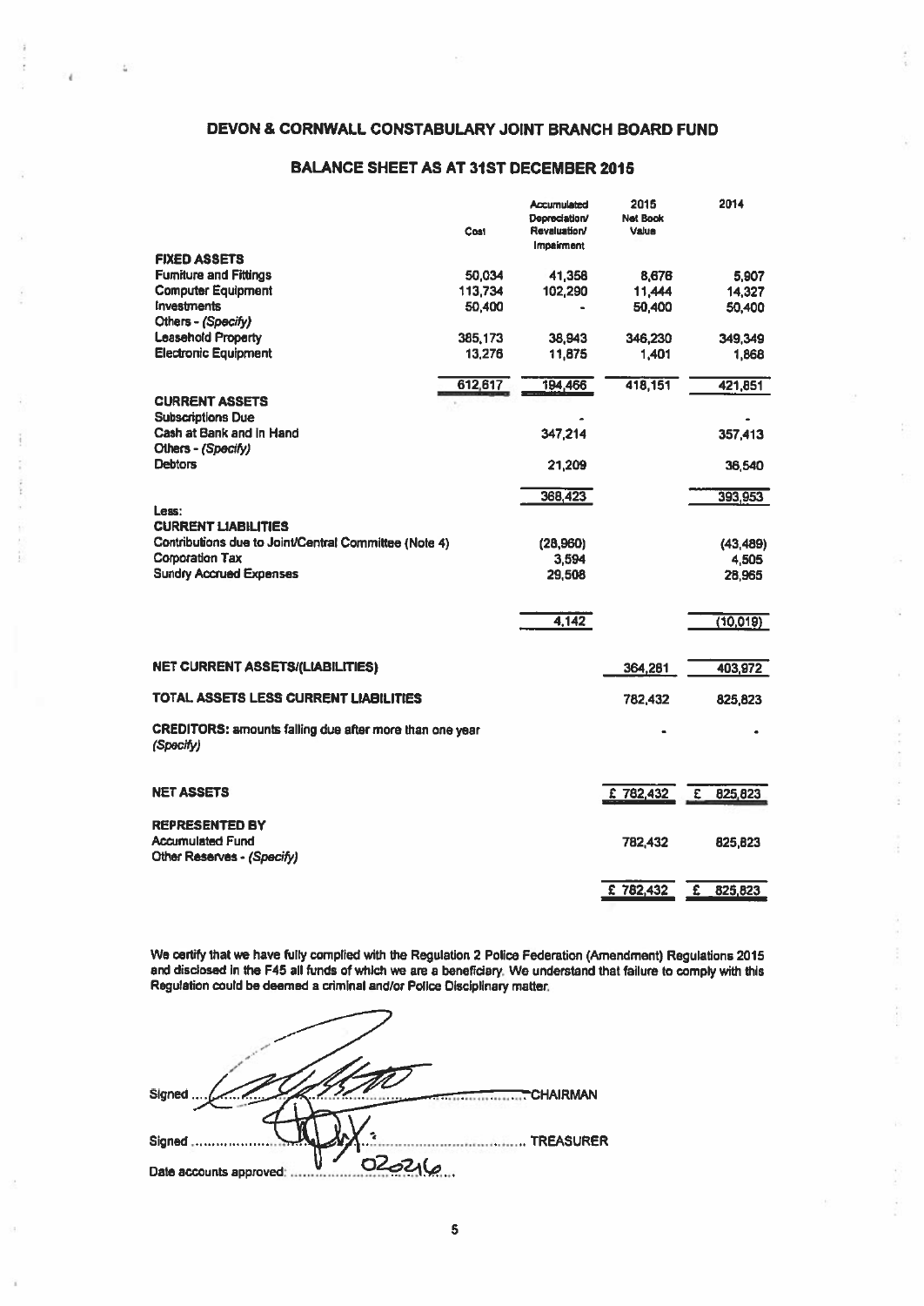# DEVON & CORNWALL CONSTABULARY JOINT BRANCH BOARD FUND

## BALANCE SHEET AS AT 31ST DECEMBER 2015

| | Cost | Accumulated Depreciation/ Revaluation/ Impairment | 2015 Net Book Value | 2014 |
|---|---|---|---|---|
| **FIXED ASSETS** | | | | |
| Furniture and Fittings | 50,034 | 41,358 | 8,676 | 5,907 |
| Computer Equipment | 113,734 | 102,290 | 11,444 | 14,327 |
| Investments | 50,400 | - | 50,400 | 50,400 |
| Others - *(Specify)* | | | | |
| Leasehold Property | 385,173 | 38,943 | 346,230 | 349,349 |
| Electronic Equipment | 13,276 | 11,875 | 1,401 | 1,868 |
| | 612,617 | 194,466 | 418,151 | 421,851 |
| **CURRENT ASSETS** | | | | |
| Subscriptions Due | | - | | - |
| Cash at Bank and in Hand | | 347,214 | | 357,413 |
| Others - *(Specify)* | | | | |
| Debtors | | 21,209 | | 36,540 |
| | | 368,423 | | 393,953 |
| Less: | | | | |
| **CURRENT LIABILITIES** | | | | |
| Contributions due to Joint/Central Committee (Note 4) | | (28,960) | | (43,489) |
| Corporation Tax | | 3,594 | | 4,505 |
| Sundry Accrued Expenses | | 29,508 | | 28,965 |
| | | 4,142 | | (10,019) |
| **NET CURRENT ASSETS/(LIABILITIES)** | | | 364,281 | 403,972 |
| **TOTAL ASSETS LESS CURRENT LIABILITIES** | | | 782,432 | 825,823 |
| **CREDITORS:** amounts falling due after more than one year *(Specify)* | | | - | - |
| **NET ASSETS** | | | £ 782,432 | £ 825,823 |
| **REPRESENTED BY** | | | | |
| Accumulated Fund | | | 782,432 | 825,823 |
| Other Reserves - *(Specify)* | | | | |
| | | | £ 782,432 | £ 825,823 |

We certify that we have fully complied with the Regulation 2 Police Federation (Amendment) Regulations 2015 and disclosed in the F45 all funds of which we are a beneficiary. We understand that failure to comply with this Regulation could be deemed a criminal and/or Police Disciplinary matter.

Signed ........................................ CHAIRMAN

Signed ........................................ TREASURER

Date accounts approved: 020216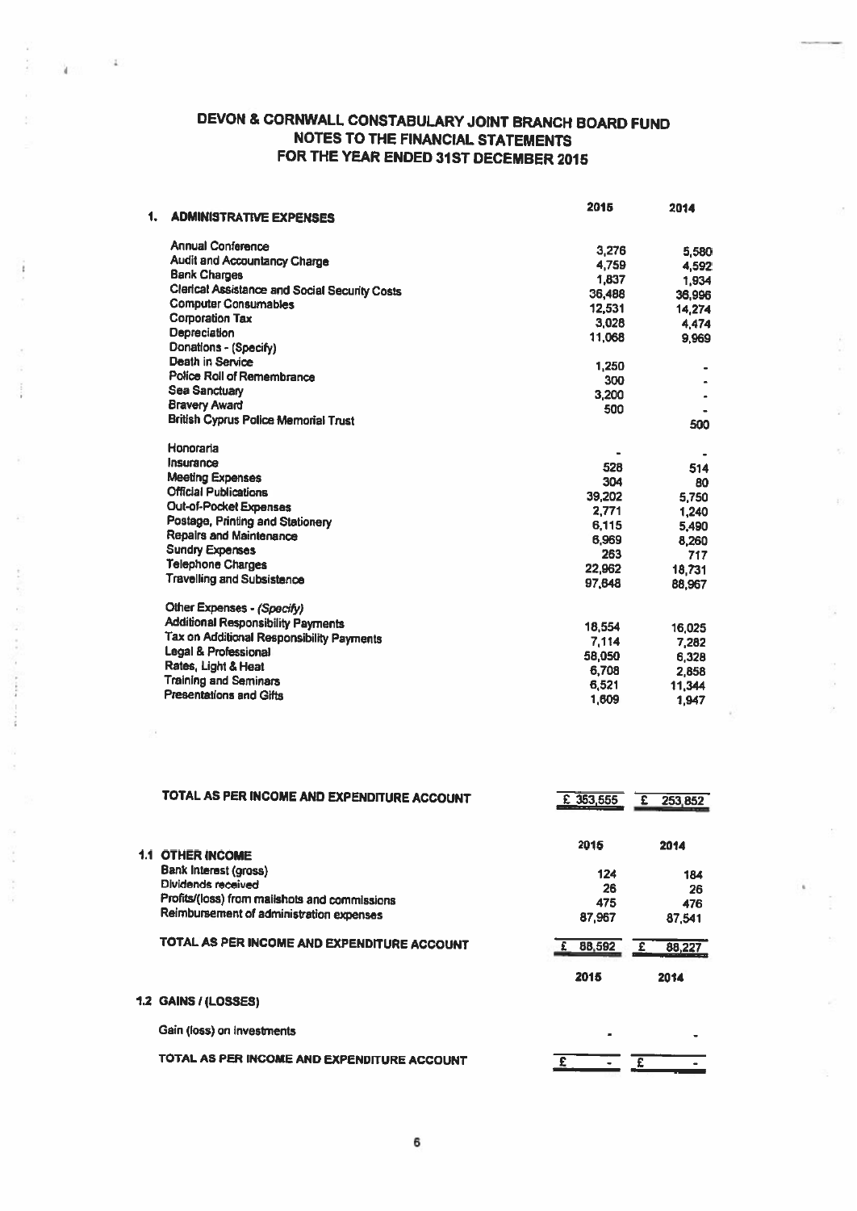# DEVON & CORNWALL CONSTABULARY JOINT BRANCH BOARD FUND
## NOTES TO THE FINANCIAL STATEMENTS
## FOR THE YEAR ENDED 31ST DECEMBER 2015

| 1. ADMINISTRATIVE EXPENSES | 2015 | 2014 |
|---|---|---|
| Annual Conference | 3,276 | 5,580 |
| Audit and Accountancy Charge | 4,759 | 4,592 |
| Bank Charges | 1,837 | 1,934 |
| Clerical Assistance and Social Security Costs | 36,488 | 36,996 |
| Computer Consumables | 12,531 | 14,274 |
| Corporation Tax | 3,028 | 4,474 |
| Depreciation | 11,068 | 9,969 |
| Donations - (Specify) | | |
| Death in Service | 1,250 | - |
| Police Roll of Remembrance | 300 | - |
| Sea Sanctuary | 3,200 | - |
| Bravery Award | 500 | - |
| British Cyprus Police Memorial Trust | | 500 |
| Honoraria | - | - |
| Insurance | 528 | 514 |
| Meeting Expenses | 304 | 80 |
| Official Publications | 39,202 | 5,750 |
| Out-of-Pocket Expenses | 2,771 | 1,240 |
| Postage, Printing and Stationery | 6,115 | 5,490 |
| Repairs and Maintenance | 6,969 | 8,260 |
| Sundry Expenses | 263 | 717 |
| Telephone Charges | 22,962 | 18,731 |
| Travelling and Subsistence | 97,848 | 88,967 |
| Other Expenses - *(Specify)* | | |
| Additional Responsibility Payments | 18,554 | 16,025 |
| Tax on Additional Responsibility Payments | 7,114 | 7,282 |
| Legal & Professional | 58,050 | 6,328 |
| Rates, Light & Heat | 6,708 | 2,858 |
| Training and Seminars | 6,521 | 11,344 |
| Presentations and Gifts | 1,609 | 1,947 |
| **TOTAL AS PER INCOME AND EXPENDITURE ACCOUNT** | £ 353,555 | £ 253,852 |

| 1.1 OTHER INCOME | 2015 | 2014 |
|---|---|---|
| Bank Interest (gross) | 124 | 184 |
| Dividends received | 26 | 26 |
| Profits/(loss) from mailshots and commissions | 475 | 476 |
| Reimbursement of administration expenses | 87,967 | 87,541 |
| **TOTAL AS PER INCOME AND EXPENDITURE ACCOUNT** | £ 88,592 | £ 88,227 |

| 1.2 GAINS / (LOSSES) | 2015 | 2014 |
|---|---|---|
| Gain (loss) on investments | - | - |
| **TOTAL AS PER INCOME AND EXPENDITURE ACCOUNT** | £ - | £ - |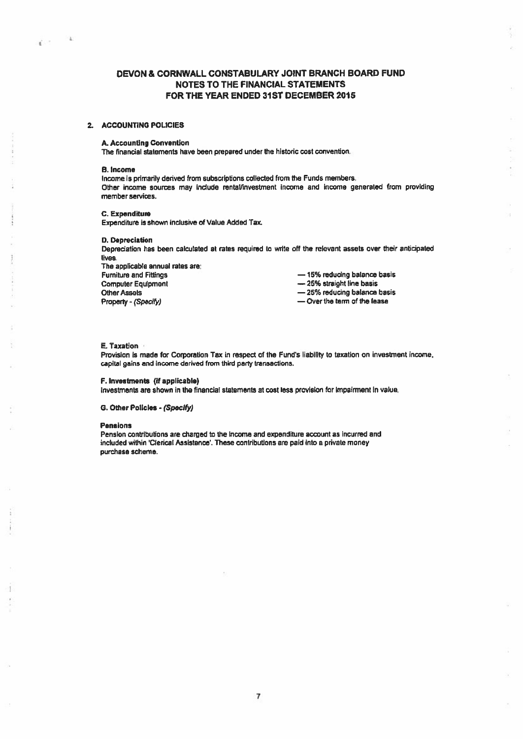# DEVON & CORNWALL CONSTABULARY JOINT BRANCH BOARD FUND
# NOTES TO THE FINANCIAL STATEMENTS
# FOR THE YEAR ENDED 31ST DECEMBER 2015

## 2. ACCOUNTING POLICIES

**A. Accounting Convention**

The financial statements have been prepared under the historic cost convention.

**B. Income**

Income is primarily derived from subscriptions collected from the Funds members.
Other income sources may include rental/investment income and income generated from providing member services.

**C. Expenditure**

Expenditure is shown inclusive of Value Added Tax.

**D. Depreciation**

Depreciation has been calculated at rates required to write off the relevant assets over their anticipated lives.

The applicable annual rates are:

| | |
|---|---|
| Furniture and Fittings | — 15% reducing balance basis |
| Computer Equipment | — 25% straight line basis |
| Other Assets | — 25% reducing balance basis |
| Property - *(Specify)* | — Over the term of the lease |

**E. Taxation**

Provision is made for Corporation Tax in respect of the Fund's liability to taxation on investment income, capital gains and income derived from third party transactions.

**F. Investments (if applicable)**

Investments are shown in the financial statements at cost less provision for impairment in value.

**G. Other Policies - *(Specify)***

**Pensions**

Pension contributions are charged to the income and expenditure account as incurred and included within 'Clerical Assistance'. These contributions are paid into a private money purchase scheme.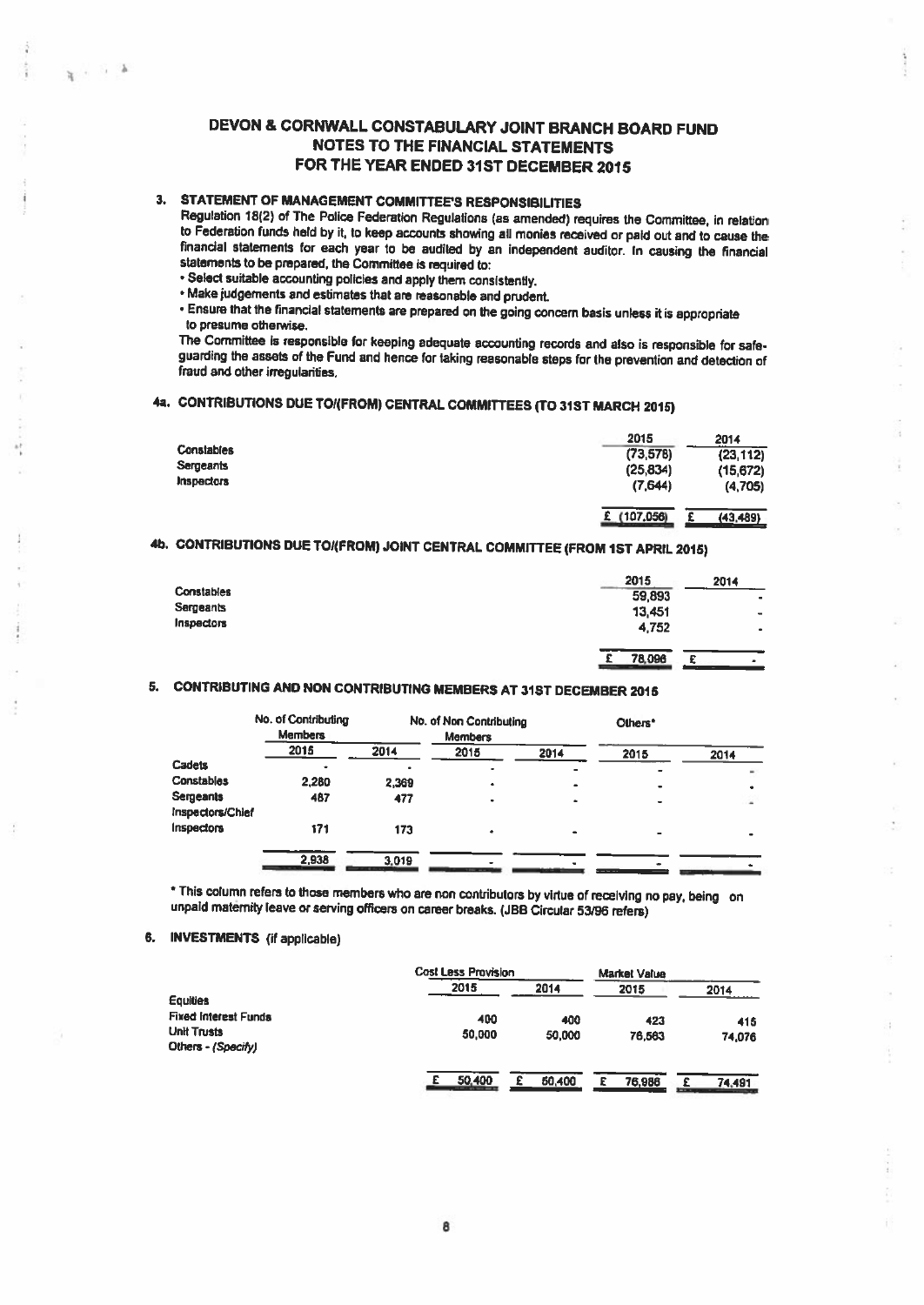# DEVON & CORNWALL CONSTABULARY JOINT BRANCH BOARD FUND
## NOTES TO THE FINANCIAL STATEMENTS
## FOR THE YEAR ENDED 31ST DECEMBER 2015

### 3. STATEMENT OF MANAGEMENT COMMITTEE'S RESPONSIBILITIES

Regulation 18(2) of The Police Federation Regulations (as amended) requires the Committee, in relation to Federation funds held by it, to keep accounts showing all monies received or paid out and to cause the financial statements for each year to be audited by an independent auditor. In causing the financial statements to be prepared, the Committee is required to:

- Select suitable accounting policies and apply them consistently.
- Make judgements and estimates that are reasonable and prudent.
- Ensure that the financial statements are prepared on the going concern basis unless it is appropriate to presume otherwise.

The Committee is responsible for keeping adequate accounting records and also is responsible for safeguarding the assets of the Fund and hence for taking reasonable steps for the prevention and detection of fraud and other irregularities.

### 4a. CONTRIBUTIONS DUE TO/(FROM) CENTRAL COMMITTEES (TO 31ST MARCH 2015)

| | 2015 | 2014 |
|---|---|---|
| Constables | (73,578) | (23,112) |
| Sergeants | (25,834) | (15,672) |
| Inspectors | (7,644) | (4,705) |
| | £ (107,056) | £ (43,489) |

### 4b. CONTRIBUTIONS DUE TO/(FROM) JOINT CENTRAL COMMITTEE (FROM 1ST APRIL 2015)

| | 2015 | 2014 |
|---|---|---|
| Constables | 59,893 | - |
| Sergeants | 13,451 | - |
| Inspectors | 4,752 | - |
| | £ 78,096 | £ - |

### 5. CONTRIBUTING AND NON CONTRIBUTING MEMBERS AT 31ST DECEMBER 2015

| | No. of Contributing Members | | No. of Non Contributing Members | | Others* | |
|---|---|---|---|---|---|---|
| | 2015 | 2014 | 2015 | 2014 | 2015 | 2014 |
| Cadets | - | - | - | - | - | - |
| Constables | 2,280 | 2,369 | - | - | - | - |
| Sergeants | 487 | 477 | - | - | - | - |
| Inspectors/Chief Inspectors | 171 | 173 | - | - | - | - |
| | 2,938 | 3,019 | - | - | - | - |

\* This column refers to those members who are non contributors by virtue of receiving no pay, being on unpaid maternity leave or serving officers on career breaks. (JBB Circular 53/96 refers)

### 6. INVESTMENTS (if applicable)

| | Cost Less Provision | | Market Value | |
|---|---|---|---|---|
| | 2015 | 2014 | 2015 | 2014 |
| Equities | | | | |
| Fixed Interest Funds | 400 | 400 | 423 | 415 |
| Unit Trusts | 50,000 | 50,000 | 76,563 | 74,076 |
| Others - *(Specify)* | | | | |
| | £ 50,400 | £ 50,400 | £ 76,986 | £ 74,491 |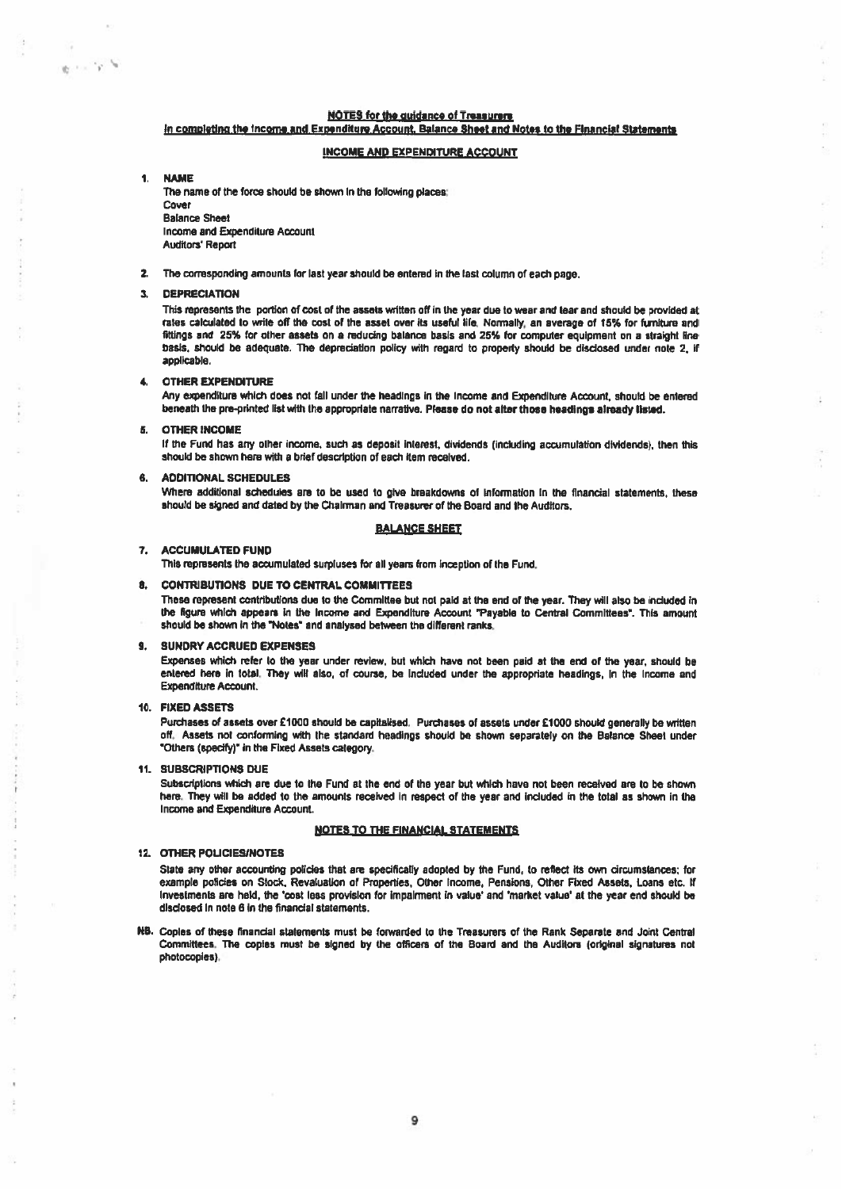**NOTES for the guidance of Treasurers**

**In completing the Income and Expenditure Account, Balance Sheet and Notes to the Financial Statements**

## INCOME AND EXPENDITURE ACCOUNT

**1. NAME**

The name of the force should be shown in the following places:
Cover
Balance Sheet
Income and Expenditure Account
Auditors' Report

**2.** The corresponding amounts for last year should be entered in the last column of each page.

**3. DEPRECIATION**

This represents the portion of cost of the assets written off in the year due to wear and tear and should be provided at rates calculated to write off the cost of the asset over its useful life. Normally, an average of 15% for furniture and fittings and 25% for other assets on a reducing balance basis and 25% for computer equipment on a straight line basis, should be adequate. The depreciation policy with regard to property should be disclosed under note 2, if applicable.

**4. OTHER EXPENDITURE**

Any expenditure which does not fall under the headings in the Income and Expenditure Account, should be entered beneath the pre-printed list with the appropriate narrative. **Please do not alter those headings already listed.**

**5. OTHER INCOME**

If the Fund has any other income, such as deposit interest, dividends (including accumulation dividends), then this should be shown here with a brief description of each item received.

**6. ADDITIONAL SCHEDULES**

Where additional schedules are to be used to give breakdowns of information in the financial statements, these should be signed and dated by the Chairman and Treasurer of the Board and the Auditors.

## BALANCE SHEET

**7. ACCUMULATED FUND**

This represents the accumulated surpluses for all years from inception of the Fund.

**8. CONTRIBUTIONS DUE TO CENTRAL COMMITTEES**

These represent contributions due to the Committee but not paid at the end of the year. They will also be included in the figure which appears in the Income and Expenditure Account "Payable to Central Committees". This amount should be shown in the "Notes" and analysed between the different ranks.

**9. SUNDRY ACCRUED EXPENSES**

Expenses which refer to the year under review, but which have not been paid at the end of the year, should be entered here in total. They will also, of course, be included under the appropriate headings, in the Income and Expenditure Account.

**10. FIXED ASSETS**

Purchases of assets over £1000 should be capitalised. Purchases of assets under £1000 should generally be written off. Assets not conforming with the standard headings should be shown separately on the Balance Sheet under "Others (specify)" in the Fixed Assets category.

**11. SUBSCRIPTIONS DUE**

Subscriptions which are due to the Fund at the end of the year but which have not been received are to be shown here. They will be added to the amounts received in respect of the year and included in the total as shown in the Income and Expenditure Account.

## NOTES TO THE FINANCIAL STATEMENTS

**12. OTHER POLICIES/NOTES**

State any other accounting policies that are specifically adopted by the Fund, to reflect its own circumstances; for example policies on Stock, Revaluation of Properties, Other Income, Pensions, Other Fixed Assets, Loans etc. If investments are held, the 'cost less provision for impairment in value' and 'market value' at the year end should be disclosed in note 6 in the financial statements.

**NB.** Copies of these financial statements must be forwarded to the Treasurers of the Rank Separate and Joint Central Committees. The copies must be signed by the officers of the Board and the Auditors (original signatures not photocopies).